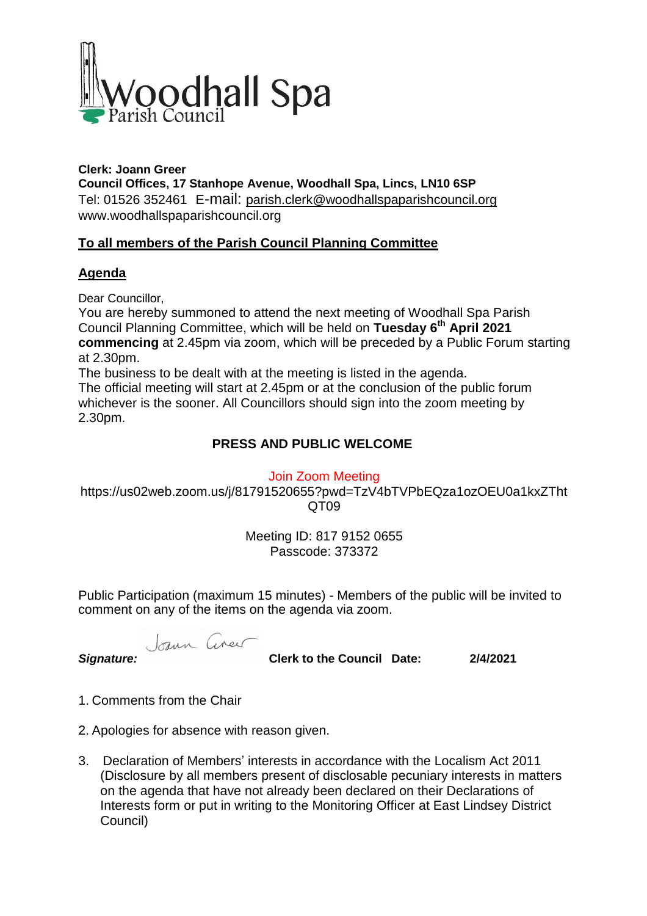# Woodhall Spa Parish Council

**Clerk: Joann Greer**
**Council Offices, 17 Stanhope Avenue, Woodhall Spa, Lincs, LN10 6SP**
Tel: 01526 352461 E-mail: parish.clerk@woodhallspaparishcouncil.org
www.woodhallspaparishcouncil.org

**To all members of the Parish Council Planning Committee**

**Agenda**

Dear Councillor,
You are hereby summoned to attend the next meeting of Woodhall Spa Parish Council Planning Committee, which will be held on **Tuesday 6th April 2021 commencing** at 2.45pm via zoom, which will be preceded by a Public Forum starting at 2.30pm.
The business to be dealt with at the meeting is listed in the agenda.
The official meeting will start at 2.45pm or at the conclusion of the public forum whichever is the sooner. All Councillors should sign into the zoom meeting by 2.30pm.

**PRESS AND PUBLIC WELCOME**

Join Zoom Meeting
https://us02web.zoom.us/j/81791520655?pwd=TzV4bTVPbEQza1ozOEU0a1kxZThtQT09

Meeting ID: 817 9152 0655
Passcode: 373372

Public Participation (maximum 15 minutes) - Members of the public will be invited to comment on any of the items on the agenda via zoom.

***Signature:*** Joann Greer **Clerk to the Council Date: 2/4/2021**

1. Comments from the Chair

2. Apologies for absence with reason given.

3. Declaration of Members' interests in accordance with the Localism Act 2011 (Disclosure by all members present of disclosable pecuniary interests in matters on the agenda that have not already been declared on their Declarations of Interests form or put in writing to the Monitoring Officer at East Lindsey District Council)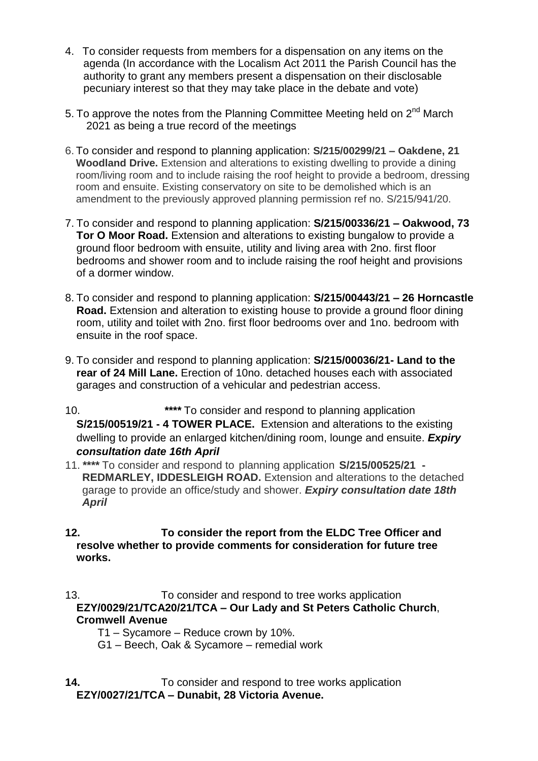4. To consider requests from members for a dispensation on any items on the agenda (In accordance with the Localism Act 2011 the Parish Council has the authority to grant any members present a dispensation on their disclosable pecuniary interest so that they may take place in the debate and vote)

5. To approve the notes from the Planning Committee Meeting held on 2nd March 2021 as being a true record of the meetings

6. To consider and respond to planning application: **S/215/00299/21 – Oakdene, 21 Woodland Drive.** Extension and alterations to existing dwelling to provide a dining room/living room and to include raising the roof height to provide a bedroom, dressing room and ensuite. Existing conservatory on site to be demolished which is an amendment to the previously approved planning permission ref no. S/215/941/20.

7. To consider and respond to planning application: **S/215/00336/21 – Oakwood, 73 Tor O Moor Road.** Extension and alterations to existing bungalow to provide a ground floor bedroom with ensuite, utility and living area with 2no. first floor bedrooms and shower room and to include raising the roof height and provisions of a dormer window.

8. To consider and respond to planning application: **S/215/00443/21 – 26 Horncastle Road.** Extension and alteration to existing house to provide a ground floor dining room, utility and toilet with 2no. first floor bedrooms over and 1no. bedroom with ensuite in the roof space.

9. To consider and respond to planning application: **S/215/00036/21- Land to the rear of 24 Mill Lane.** Erection of 10no. detached houses each with associated garages and construction of a vehicular and pedestrian access.

10. **\*\*\*\*** To consider and respond to planning application **S/215/00519/21 - 4 TOWER PLACE.** Extension and alterations to the existing dwelling to provide an enlarged kitchen/dining room, lounge and ensuite. ***Expiry consultation date 16th April***

11. **\*\*\*\*** To consider and respond to planning application **S/215/00525/21 - REDMARLEY, IDDESLEIGH ROAD.** Extension and alterations to the detached garage to provide an office/study and shower. ***Expiry consultation date 18th April***

12. **To consider the report from the ELDC Tree Officer and resolve whether to provide comments for consideration for future tree works.**

13. To consider and respond to tree works application **EZY/0029/21/TCA20/21/TCA – Our Lady and St Peters Catholic Church**, **Cromwell Avenue**

    T1 – Sycamore – Reduce crown by 10%.
    G1 – Beech, Oak & Sycamore – remedial work

14. To consider and respond to tree works application **EZY/0027/21/TCA – Dunabit, 28 Victoria Avenue.**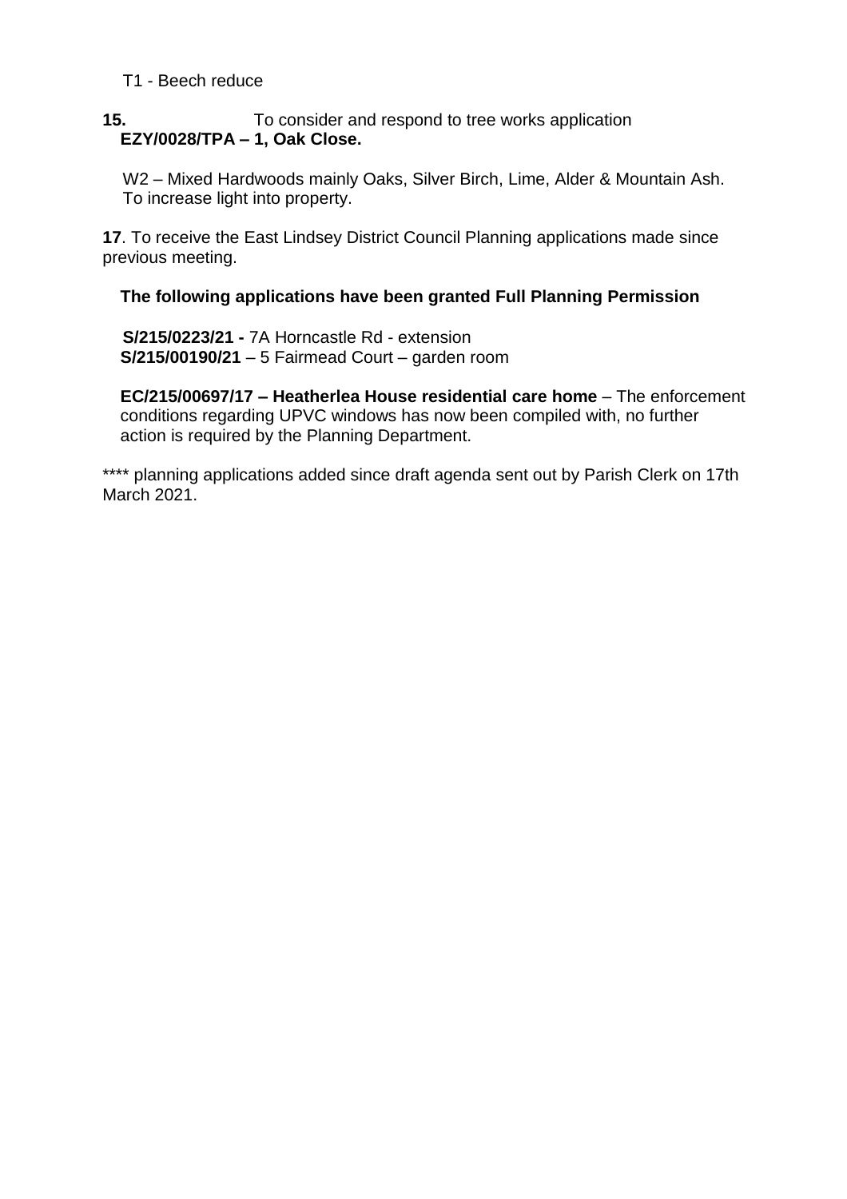T1 - Beech reduce

**15.** To consider and respond to tree works application
**EZY/0028/TPA – 1, Oak Close.**

W2 – Mixed Hardwoods mainly Oaks, Silver Birch, Lime, Alder & Mountain Ash. To increase light into property.

**17**. To receive the East Lindsey District Council Planning applications made since previous meeting.

**The following applications have been granted Full Planning Permission**

**S/215/0223/21 -** 7A Horncastle Rd - extension
**S/215/00190/21** – 5 Fairmead Court – garden room

**EC/215/00697/17 – Heatherlea House residential care home** – The enforcement conditions regarding UPVC windows has now been compiled with, no further action is required by the Planning Department.

**** planning applications added since draft agenda sent out by Parish Clerk on 17th March 2021.